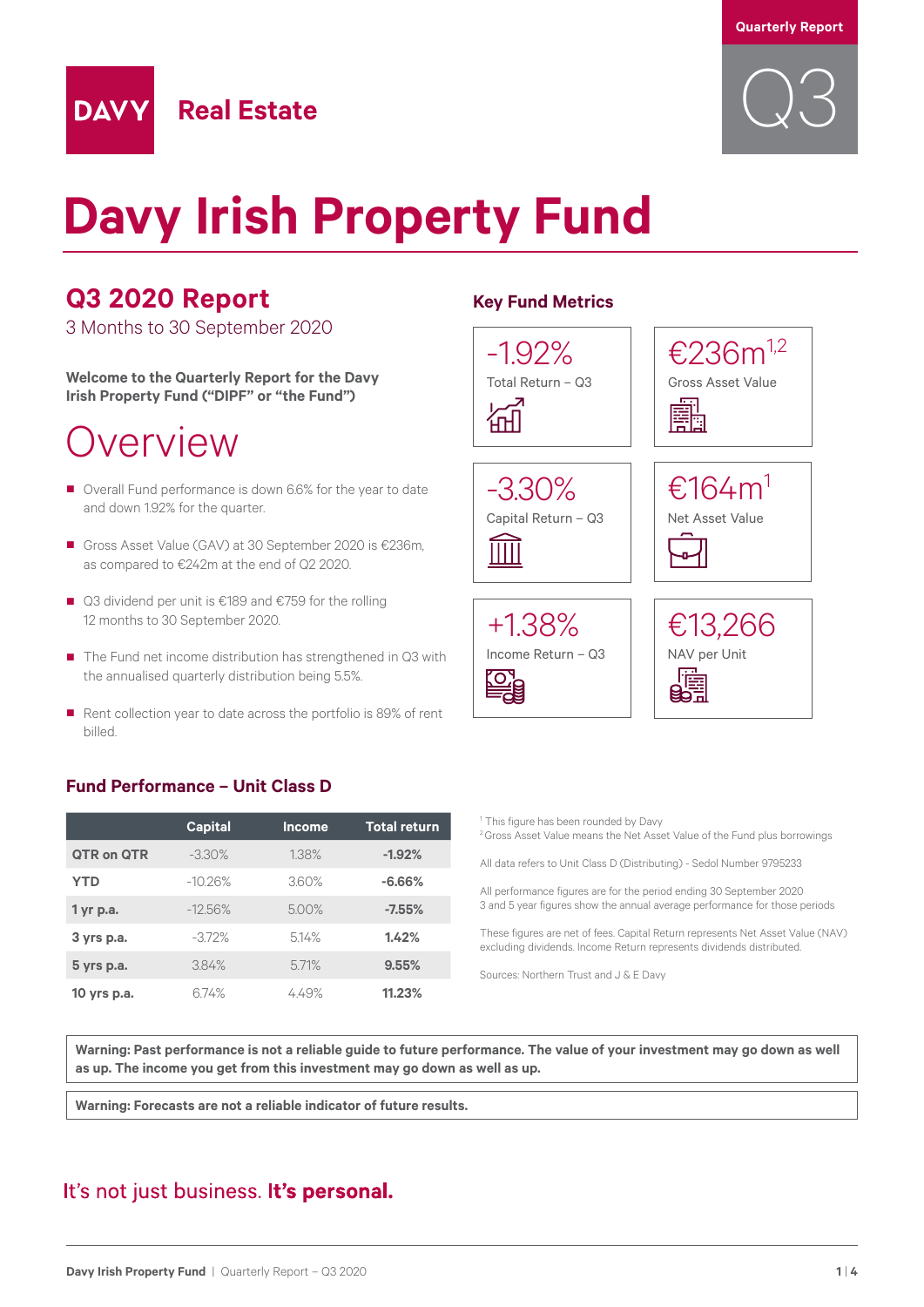Quarterly Report

Q3

DAVY Real Estate

# Davy Irish Property Fund

## Q3 2020 Report

3 Months to 30 September 2020

**Welcome to the Quarterly Report for the Davy Irish Property Fund ("DIPF" or "the Fund")**

## Overview

- Overall Fund performance is down 6.6% for the year to date and down 1.92% for the quarter.
- Gross Asset Value (GAV) at 30 September 2020 is €236m, as compared to €242m at the end of Q2 2020.
- Q3 dividend per unit is €189 and €759 for the rolling 12 months to 30 September 2020.
- The Fund net income distribution has strengthened in Q3 with the annualised quarterly distribution being 5.5%.
- Rent collection year to date across the portfolio is 89% of rent billed.

### Key Fund Metrics

| Metric | Value |
|---|---|
| Total Return – Q3 | -1.92% |
| Gross Asset Value | €236m[1,2] |
| Capital Return – Q3 | -3.30% |
| Net Asset Value | €164m[1] |
| Income Return – Q3 | +1.38% |
| NAV per Unit | €13,266 |

### Fund Performance – Unit Class D

| | Capital | Income | Total return |
|---|---|---|---|
| **QTR on QTR** | -3.30% | 1.38% | **-1.92%** |
| **YTD** | -10.26% | 3.60% | **-6.66%** |
| **1 yr p.a.** | -12.56% | 5.00% | **-7.55%** |
| **3 yrs p.a.** | -3.72% | 5.14% | **1.42%** |
| **5 yrs p.a.** | 3.84% | 5.71% | **9.55%** |
| **10 yrs p.a.** | 6.74% | 4.49% | **11.23%** |

[1] This figure has been rounded by Davy
[2] Gross Asset Value means the Net Asset Value of the Fund plus borrowings

All data refers to Unit Class D (Distributing) - Sedol Number 9795233

All performance figures are for the period ending 30 September 2020
3 and 5 year figures show the annual average performance for those periods

These figures are net of fees. Capital Return represents Net Asset Value (NAV) excluding dividends. Income Return represents dividends distributed.

Sources: Northern Trust and J & E Davy

**Warning: Past performance is not a reliable guide to future performance. The value of your investment may go down as well as up. The income you get from this investment may go down as well as up.**

**Warning: Forecasts are not a reliable indicator of future results.**

It's not just business. **It's personal.**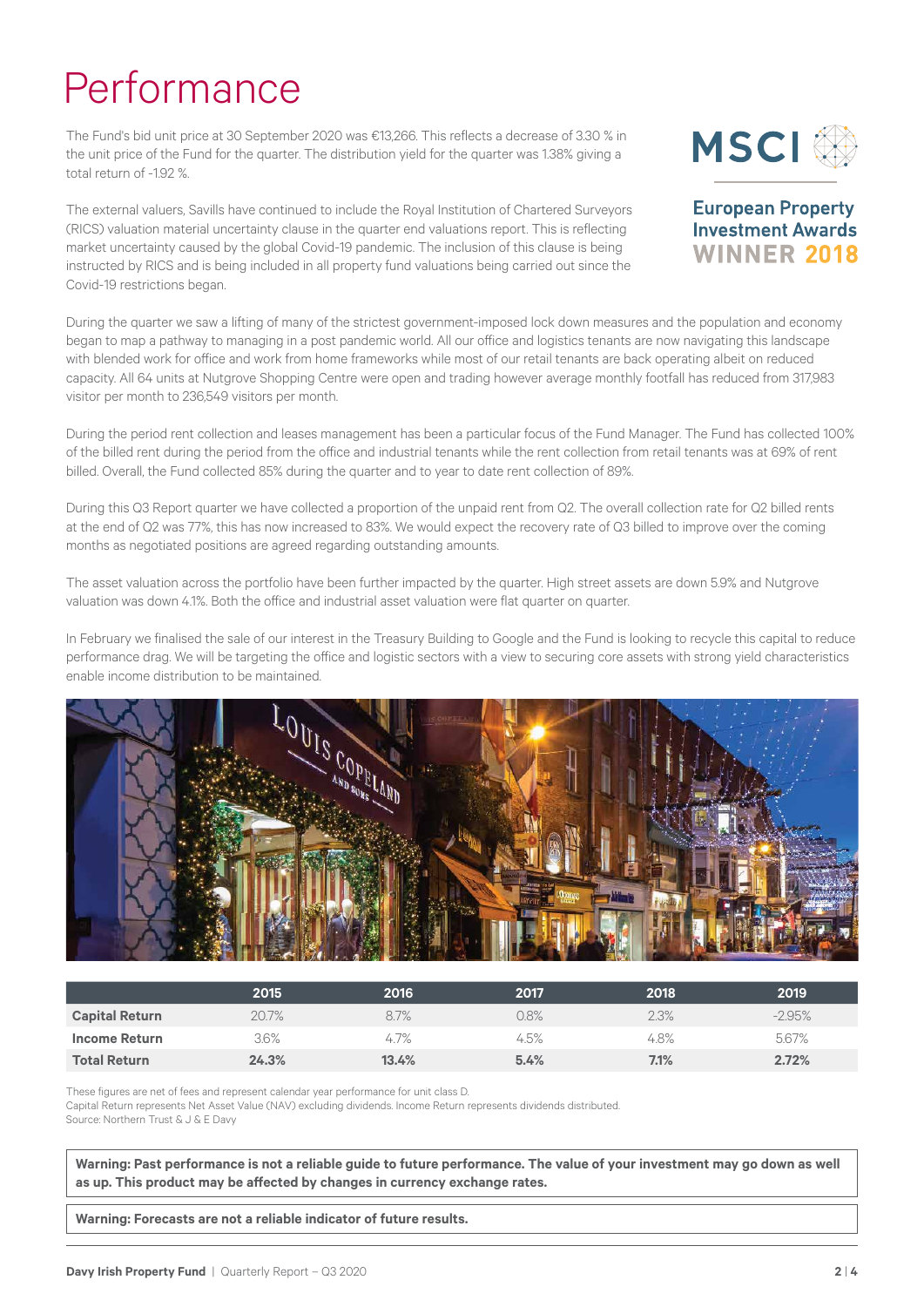# Performance

The Fund's bid unit price at 30 September 2020 was €13,266. This reflects a decrease of 3.30 % in the unit price of the Fund for the quarter. The distribution yield for the quarter was 1.38% giving a total return of -1.92 %.

The external valuers, Savills have continued to include the Royal Institution of Chartered Surveyors (RICS) valuation material uncertainty clause in the quarter end valuations report. This is reflecting market uncertainty caused by the global Covid-19 pandemic. The inclusion of this clause is being instructed by RICS and is being included in all property fund valuations being carried out since the Covid-19 restrictions began.

MSCI

**European Property Investment Awards WINNER 2018**

During the quarter we saw a lifting of many of the strictest government-imposed lock down measures and the population and economy began to map a pathway to managing in a post pandemic world. All our office and logistics tenants are now navigating this landscape with blended work for office and work from home frameworks while most of our retail tenants are back operating albeit on reduced capacity. All 64 units at Nutgrove Shopping Centre were open and trading however average monthly footfall has reduced from 317,983 visitor per month to 236,549 visitors per month.

During the period rent collection and leases management has been a particular focus of the Fund Manager. The Fund has collected 100% of the billed rent during the period from the office and industrial tenants while the rent collection from retail tenants was at 69% of rent billed. Overall, the Fund collected 85% during the quarter and to year to date rent collection of 89%.

During this Q3 Report quarter we have collected a proportion of the unpaid rent from Q2. The overall collection rate for Q2 billed rents at the end of Q2 was 77%, this has now increased to 83%. We would expect the recovery rate of Q3 billed to improve over the coming months as negotiated positions are agreed regarding outstanding amounts.

The asset valuation across the portfolio have been further impacted by the quarter. High street assets are down 5.9% and Nutgrove valuation was down 4.1%. Both the office and industrial asset valuation were flat quarter on quarter.

In February we finalised the sale of our interest in the Treasury Building to Google and the Fund is looking to recycle this capital to reduce performance drag. We will be targeting the office and logistic sectors with a view to securing core assets with strong yield characteristics enable income distribution to be maintained.

| | 2015 | 2016 | 2017 | 2018 | 2019 |
|---|---|---|---|---|---|
| **Capital Return** | 20.7% | 8.7% | 0.8% | 2.3% | -2.95% |
| **Income Return** | 3.6% | 4.7% | 4.5% | 4.8% | 5.67% |
| **Total Return** | **24.3%** | **13.4%** | **5.4%** | **7.1%** | **2.72%** |

These figures are net of fees and represent calendar year performance for unit class D.
Capital Return represents Net Asset Value (NAV) excluding dividends. Income Return represents dividends distributed.
Source: Northern Trust & J & E Davy

**Warning: Past performance is not a reliable guide to future performance. The value of your investment may go down as well as up. This product may be affected by changes in currency exchange rates.**

**Warning: Forecasts are not a reliable indicator of future results.**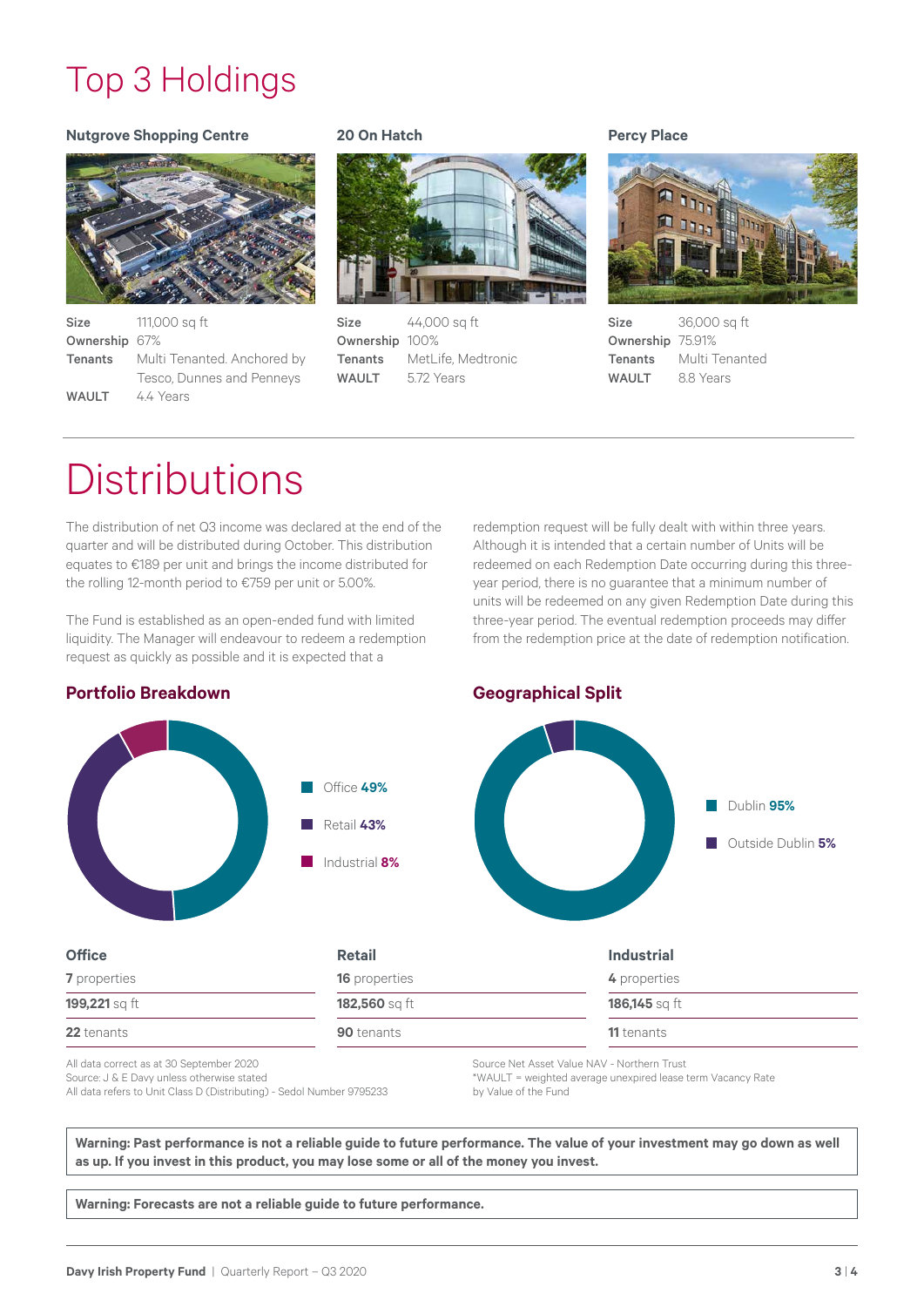# Top 3 Holdings

### Nutgrove Shopping Centre

| | |
|---|---|
| **Size** | 111,000 sq ft |
| **Ownership** | 67% |
| **Tenants** | Multi Tenanted. Anchored by Tesco, Dunnes and Penneys |
| **WAULT** | 4.4 Years |

### 20 On Hatch

| | |
|---|---|
| **Size** | 44,000 sq ft |
| **Ownership** | 100% |
| **Tenants** | MetLife, Medtronic |
| **WAULT** | 5.72 Years |

### Percy Place

| | |
|---|---|
| **Size** | 36,000 sq ft |
| **Ownership** | 75.91% |
| **Tenants** | Multi Tenanted |
| **WAULT** | 8.8 Years |

# Distributions

The distribution of net Q3 income was declared at the end of the quarter and will be distributed during October. This distribution equates to €189 per unit and brings the income distributed for the rolling 12-month period to €759 per unit or 5.00%.

The Fund is established as an open-ended fund with limited liquidity. The Manager will endeavour to redeem a redemption request as quickly as possible and it is expected that a redemption request will be fully dealt with within three years. Although it is intended that a certain number of Units will be redeemed on each Redemption Date occurring during this three-year period, there is no guarantee that a minimum number of units will be redeemed on any given Redemption Date during this three-year period. The eventual redemption proceeds may differ from the redemption price at the date of redemption notification.

## Portfolio Breakdown

- Office **49%**
- Retail **43%**
- Industrial **8%**

## Geographical Split

- Dublin **95%**
- Outside Dublin **5%**

| Office | Retail | Industrial |
|---|---|---|
| **7** properties | **16** properties | **4** properties |
| **199,221** sq ft | **182,560** sq ft | **186,145** sq ft |
| **22** tenants | **90** tenants | **11** tenants |

All data correct as at 30 September 2020
Source: J & E Davy unless otherwise stated
All data refers to Unit Class D (Distributing) - Sedol Number 9795233

Source Net Asset Value NAV - Northern Trust
*WAULT = weighted average unexpired lease term Vacancy Rate by Value of the Fund

**Warning: Past performance is not a reliable guide to future performance. The value of your investment may go down as well as up. If you invest in this product, you may lose some or all of the money you invest.**

**Warning: Forecasts are not a reliable guide to future performance.**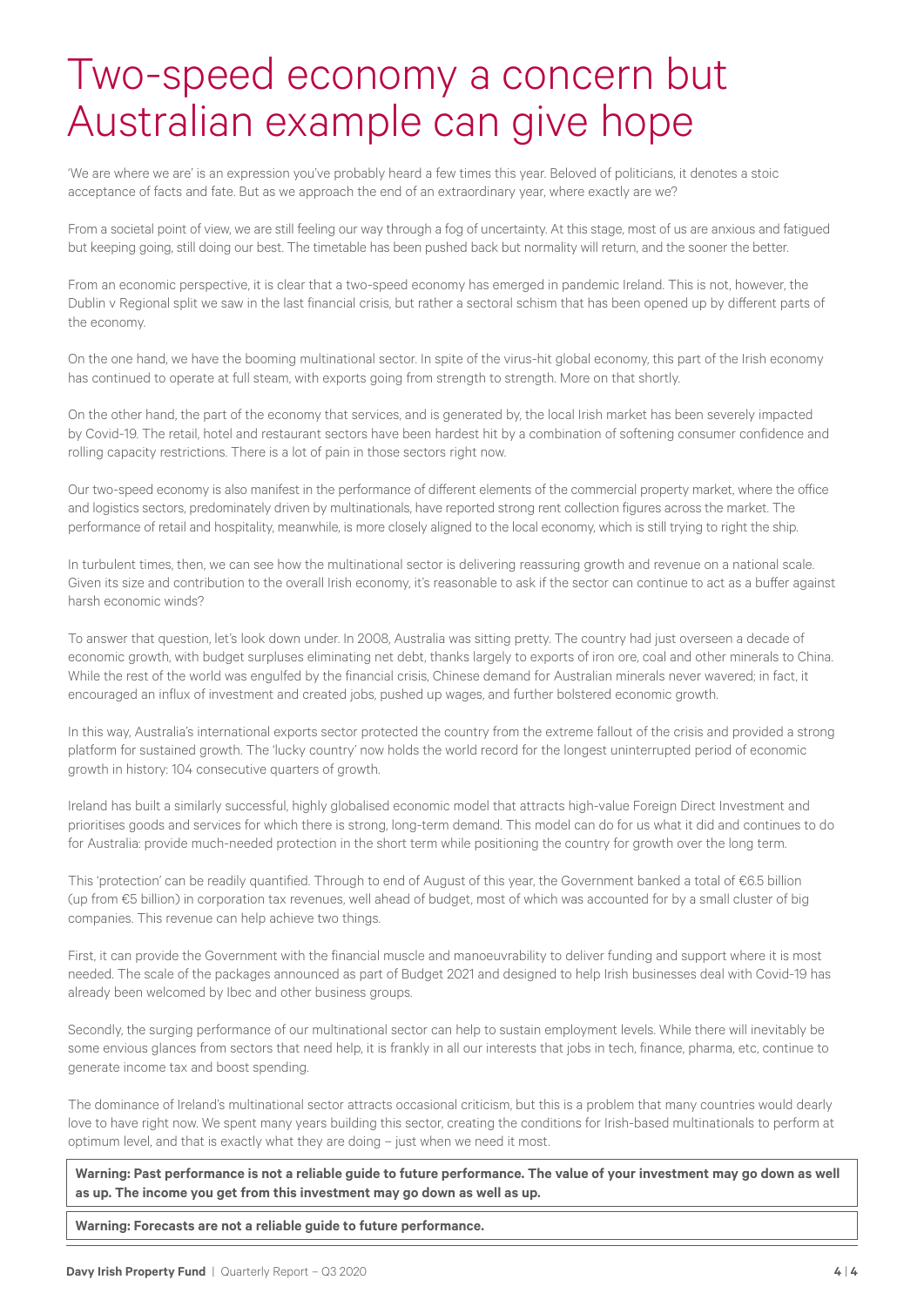# Two-speed economy a concern but Australian example can give hope

'We are where we are' is an expression you've probably heard a few times this year. Beloved of politicians, it denotes a stoic acceptance of facts and fate. But as we approach the end of an extraordinary year, where exactly are we?

From a societal point of view, we are still feeling our way through a fog of uncertainty. At this stage, most of us are anxious and fatigued but keeping going, still doing our best. The timetable has been pushed back but normality will return, and the sooner the better.

From an economic perspective, it is clear that a two-speed economy has emerged in pandemic Ireland. This is not, however, the Dublin v Regional split we saw in the last financial crisis, but rather a sectoral schism that has been opened up by different parts of the economy.

On the one hand, we have the booming multinational sector. In spite of the virus-hit global economy, this part of the Irish economy has continued to operate at full steam, with exports going from strength to strength. More on that shortly.

On the other hand, the part of the economy that services, and is generated by, the local Irish market has been severely impacted by Covid-19. The retail, hotel and restaurant sectors have been hardest hit by a combination of softening consumer confidence and rolling capacity restrictions. There is a lot of pain in those sectors right now.

Our two-speed economy is also manifest in the performance of different elements of the commercial property market, where the office and logistics sectors, predominately driven by multinationals, have reported strong rent collection figures across the market. The performance of retail and hospitality, meanwhile, is more closely aligned to the local economy, which is still trying to right the ship.

In turbulent times, then, we can see how the multinational sector is delivering reassuring growth and revenue on a national scale. Given its size and contribution to the overall Irish economy, it's reasonable to ask if the sector can continue to act as a buffer against harsh economic winds?

To answer that question, let's look down under. In 2008, Australia was sitting pretty. The country had just overseen a decade of economic growth, with budget surpluses eliminating net debt, thanks largely to exports of iron ore, coal and other minerals to China. While the rest of the world was engulfed by the financial crisis, Chinese demand for Australian minerals never wavered; in fact, it encouraged an influx of investment and created jobs, pushed up wages, and further bolstered economic growth.

In this way, Australia's international exports sector protected the country from the extreme fallout of the crisis and provided a strong platform for sustained growth. The 'lucky country' now holds the world record for the longest uninterrupted period of economic growth in history: 104 consecutive quarters of growth.

Ireland has built a similarly successful, highly globalised economic model that attracts high-value Foreign Direct Investment and prioritises goods and services for which there is strong, long-term demand. This model can do for us what it did and continues to do for Australia: provide much-needed protection in the short term while positioning the country for growth over the long term.

This 'protection' can be readily quantified. Through to end of August of this year, the Government banked a total of €6.5 billion (up from €5 billion) in corporation tax revenues, well ahead of budget, most of which was accounted for by a small cluster of big companies. This revenue can help achieve two things.

First, it can provide the Government with the financial muscle and manoeuvrability to deliver funding and support where it is most needed. The scale of the packages announced as part of Budget 2021 and designed to help Irish businesses deal with Covid-19 has already been welcomed by Ibec and other business groups.

Secondly, the surging performance of our multinational sector can help to sustain employment levels. While there will inevitably be some envious glances from sectors that need help, it is frankly in all our interests that jobs in tech, finance, pharma, etc, continue to generate income tax and boost spending.

The dominance of Ireland's multinational sector attracts occasional criticism, but this is a problem that many countries would dearly love to have right now. We spent many years building this sector, creating the conditions for Irish-based multinationals to perform at optimum level, and that is exactly what they are doing – just when we need it most.

**Warning: Past performance is not a reliable guide to future performance. The value of your investment may go down as well as up. The income you get from this investment may go down as well as up.**

**Warning: Forecasts are not a reliable guide to future performance.**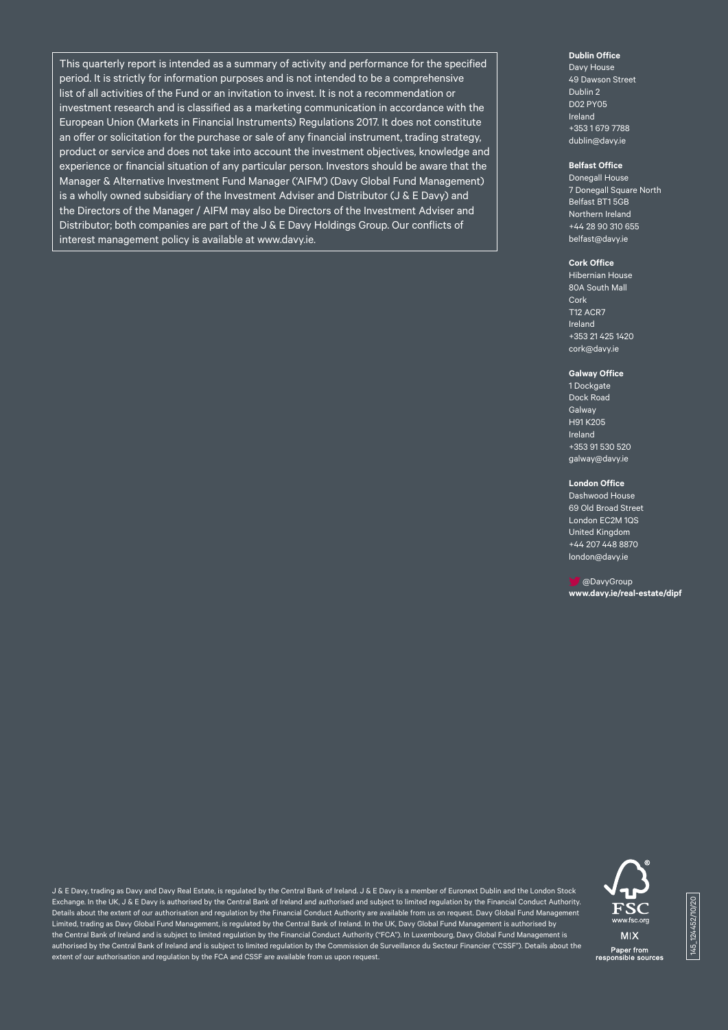This quarterly report is intended as a summary of activity and performance for the specified period. It is strictly for information purposes and is not intended to be a comprehensive list of all activities of the Fund or an invitation to invest. It is not a recommendation or investment research and is classified as a marketing communication in accordance with the European Union (Markets in Financial Instruments) Regulations 2017. It does not constitute an offer or solicitation for the purchase or sale of any financial instrument, trading strategy, product or service and does not take into account the investment objectives, knowledge and experience or financial situation of any particular person. Investors should be aware that the Manager & Alternative Investment Fund Manager ('AIFM') (Davy Global Fund Management) is a wholly owned subsidiary of the Investment Adviser and Distributor (J & E Davy) and the Directors of the Manager / AIFM may also be Directors of the Investment Adviser and Distributor; both companies are part of the J & E Davy Holdings Group. Our conflicts of interest management policy is available at www.davy.ie.

**Dublin Office**
Davy House
49 Dawson Street
Dublin 2
D02 PY05
Ireland
+353 1 679 7788
dublin@davy.ie

**Belfast Office**
Donegall House
7 Donegall Square North
Belfast BT1 5GB
Northern Ireland
+44 28 90 310 655
belfast@davy.ie

**Cork Office**
Hibernian House
80A South Mall
Cork
T12 ACR7
Ireland
+353 21 425 1420
cork@davy.ie

**Galway Office**
1 Dockgate
Dock Road
Galway
H91 K205
Ireland
+353 91 530 520
galway@davy.ie

**London Office**
Dashwood House
69 Old Broad Street
London EC2M 1QS
United Kingdom
+44 207 448 8870
london@davy.ie

@DavyGroup
**www.davy.ie/real-estate/dipf**

J & E Davy, trading as Davy and Davy Real Estate, is regulated by the Central Bank of Ireland. J & E Davy is a member of Euronext Dublin and the London Stock Exchange. In the UK, J & E Davy is authorised by the Central Bank of Ireland and authorised and subject to limited regulation by the Financial Conduct Authority. Details about the extent of our authorisation and regulation by the Financial Conduct Authority are available from us on request. Davy Global Fund Management Limited, trading as Davy Global Fund Management, is regulated by the Central Bank of Ireland. In the UK, Davy Global Fund Management is authorised by the Central Bank of Ireland and is subject to limited regulation by the Financial Conduct Authority ("FCA"). In Luxembourg, Davy Global Fund Management is authorised by the Central Bank of Ireland and is subject to limited regulation by the Commission de Surveillance du Secteur Financier ("CSSF"). Details about the extent of our authorisation and regulation by the FCA and CSSF are available from us upon request.

FSC
www.fsc.org
MIX
Paper from responsible sources

145_124452/10/20